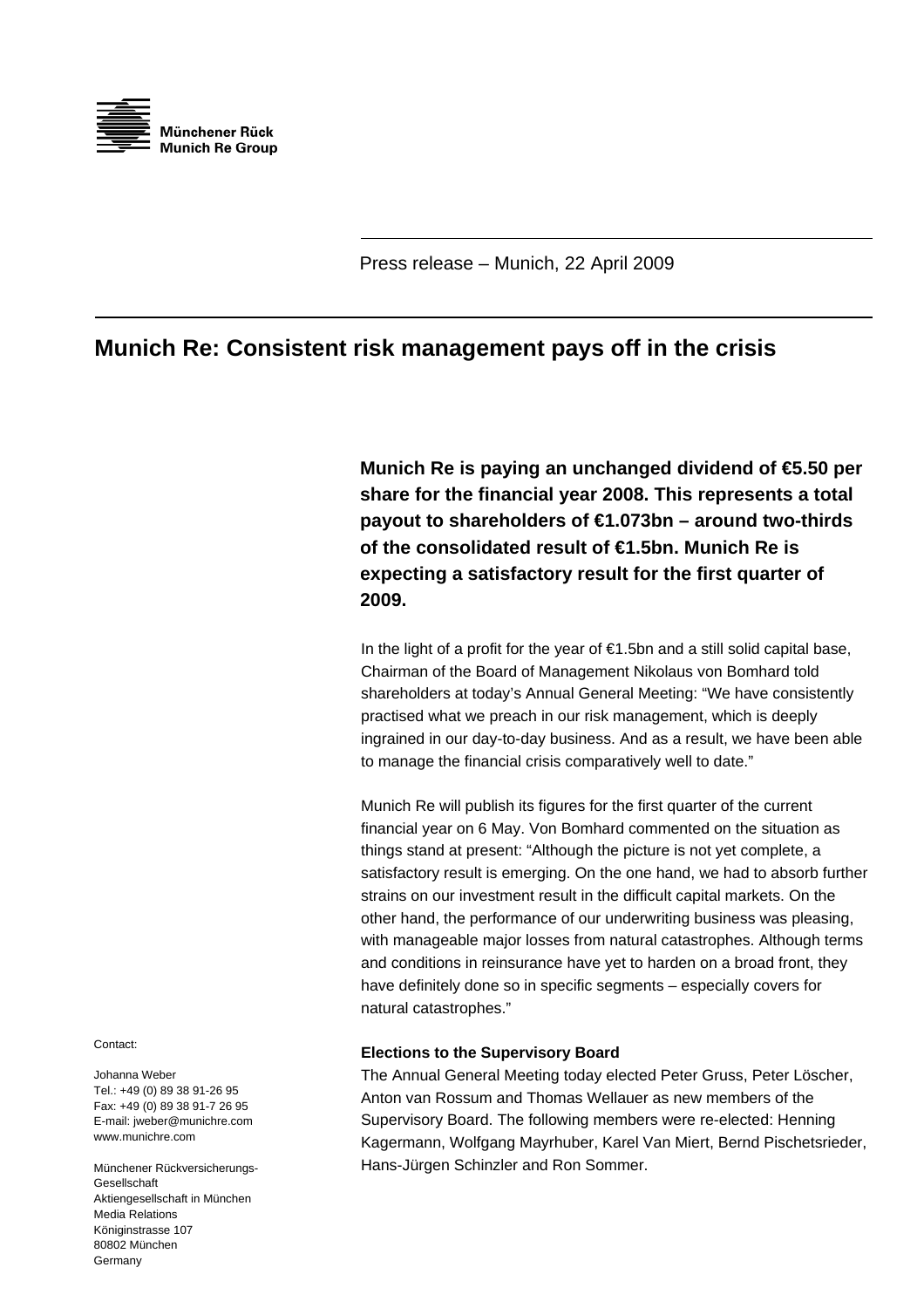Münchener Rück
Munich Re Group

Press release – Munich, 22 April 2009

# Munich Re: Consistent risk management pays off in the crisis

**Munich Re is paying an unchanged dividend of €5.50 per share for the financial year 2008. This represents a total payout to shareholders of €1.073bn – around two-thirds of the consolidated result of €1.5bn. Munich Re is expecting a satisfactory result for the first quarter of 2009.**

In the light of a profit for the year of €1.5bn and a still solid capital base, Chairman of the Board of Management Nikolaus von Bomhard told shareholders at today's Annual General Meeting: "We have consistently practised what we preach in our risk management, which is deeply ingrained in our day-to-day business. And as a result, we have been able to manage the financial crisis comparatively well to date."

Munich Re will publish its figures for the first quarter of the current financial year on 6 May. Von Bomhard commented on the situation as things stand at present: "Although the picture is not yet complete, a satisfactory result is emerging. On the one hand, we had to absorb further strains on our investment result in the difficult capital markets. On the other hand, the performance of our underwriting business was pleasing, with manageable major losses from natural catastrophes. Although terms and conditions in reinsurance have yet to harden on a broad front, they have definitely done so in specific segments – especially covers for natural catastrophes."

**Elections to the Supervisory Board**

The Annual General Meeting today elected Peter Gruss, Peter Löscher, Anton van Rossum and Thomas Wellauer as new members of the Supervisory Board. The following members were re-elected: Henning Kagermann, Wolfgang Mayrhuber, Karel Van Miert, Bernd Pischetsrieder, Hans-Jürgen Schinzler and Ron Sommer.

Contact:

Johanna Weber
Tel.: +49 (0) 89 38 91-26 95
Fax: +49 (0) 89 38 91-7 26 95
E-mail: jweber@munichre.com
www.munichre.com

Münchener Rückversicherungs-Gesellschaft
Aktiengesellschaft in München
Media Relations
Königinstrasse 107
80802 München
Germany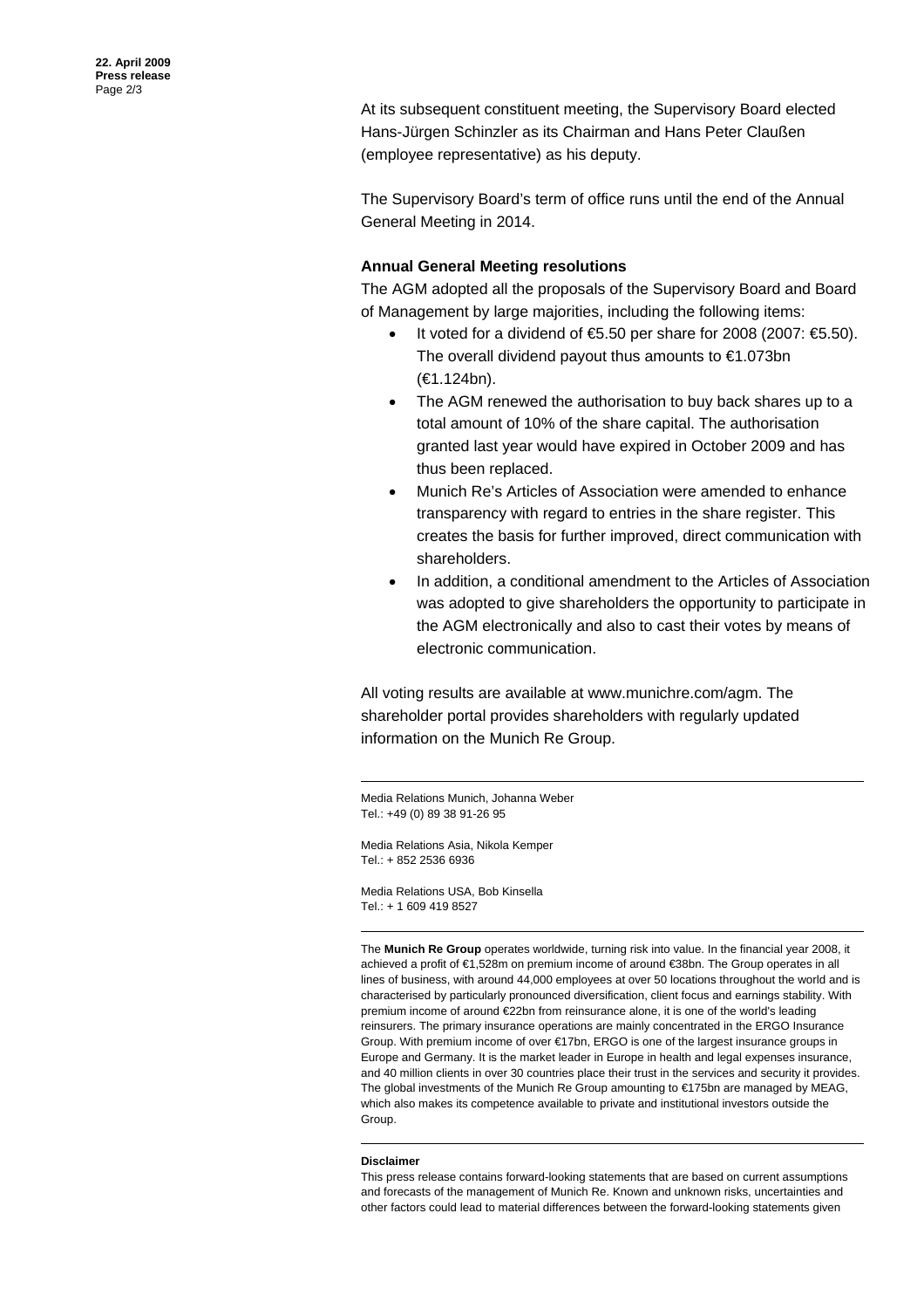At its subsequent constituent meeting, the Supervisory Board elected Hans-Jürgen Schinzler as its Chairman and Hans Peter Claußen (employee representative) as his deputy.

The Supervisory Board's term of office runs until the end of the Annual General Meeting in 2014.

**Annual General Meeting resolutions**

The AGM adopted all the proposals of the Supervisory Board and Board of Management by large majorities, including the following items:

- It voted for a dividend of €5.50 per share for 2008 (2007: €5.50). The overall dividend payout thus amounts to €1.073bn (€1.124bn).
- The AGM renewed the authorisation to buy back shares up to a total amount of 10% of the share capital. The authorisation granted last year would have expired in October 2009 and has thus been replaced.
- Munich Re's Articles of Association were amended to enhance transparency with regard to entries in the share register. This creates the basis for further improved, direct communication with shareholders.
- In addition, a conditional amendment to the Articles of Association was adopted to give shareholders the opportunity to participate in the AGM electronically and also to cast their votes by means of electronic communication.

All voting results are available at www.munichre.com/agm. The shareholder portal provides shareholders with regularly updated information on the Munich Re Group.

---

Media Relations Munich, Johanna Weber
Tel.: +49 (0) 89 38 91-26 95

Media Relations Asia, Nikola Kemper
Tel.: + 852 2536 6936

Media Relations USA, Bob Kinsella
Tel.: + 1 609 419 8527

---

The **Munich Re Group** operates worldwide, turning risk into value. In the financial year 2008, it achieved a profit of €1,528m on premium income of around €38bn. The Group operates in all lines of business, with around 44,000 employees at over 50 locations throughout the world and is characterised by particularly pronounced diversification, client focus and earnings stability. With premium income of around €22bn from reinsurance alone, it is one of the world's leading reinsurers. The primary insurance operations are mainly concentrated in the ERGO Insurance Group. With premium income of over €17bn, ERGO is one of the largest insurance groups in Europe and Germany. It is the market leader in Europe in health and legal expenses insurance, and 40 million clients in over 30 countries place their trust in the services and security it provides. The global investments of the Munich Re Group amounting to €175bn are managed by MEAG, which also makes its competence available to private and institutional investors outside the Group.

---

**Disclaimer**

This press release contains forward-looking statements that are based on current assumptions and forecasts of the management of Munich Re. Known and unknown risks, uncertainties and other factors could lead to material differences between the forward-looking statements given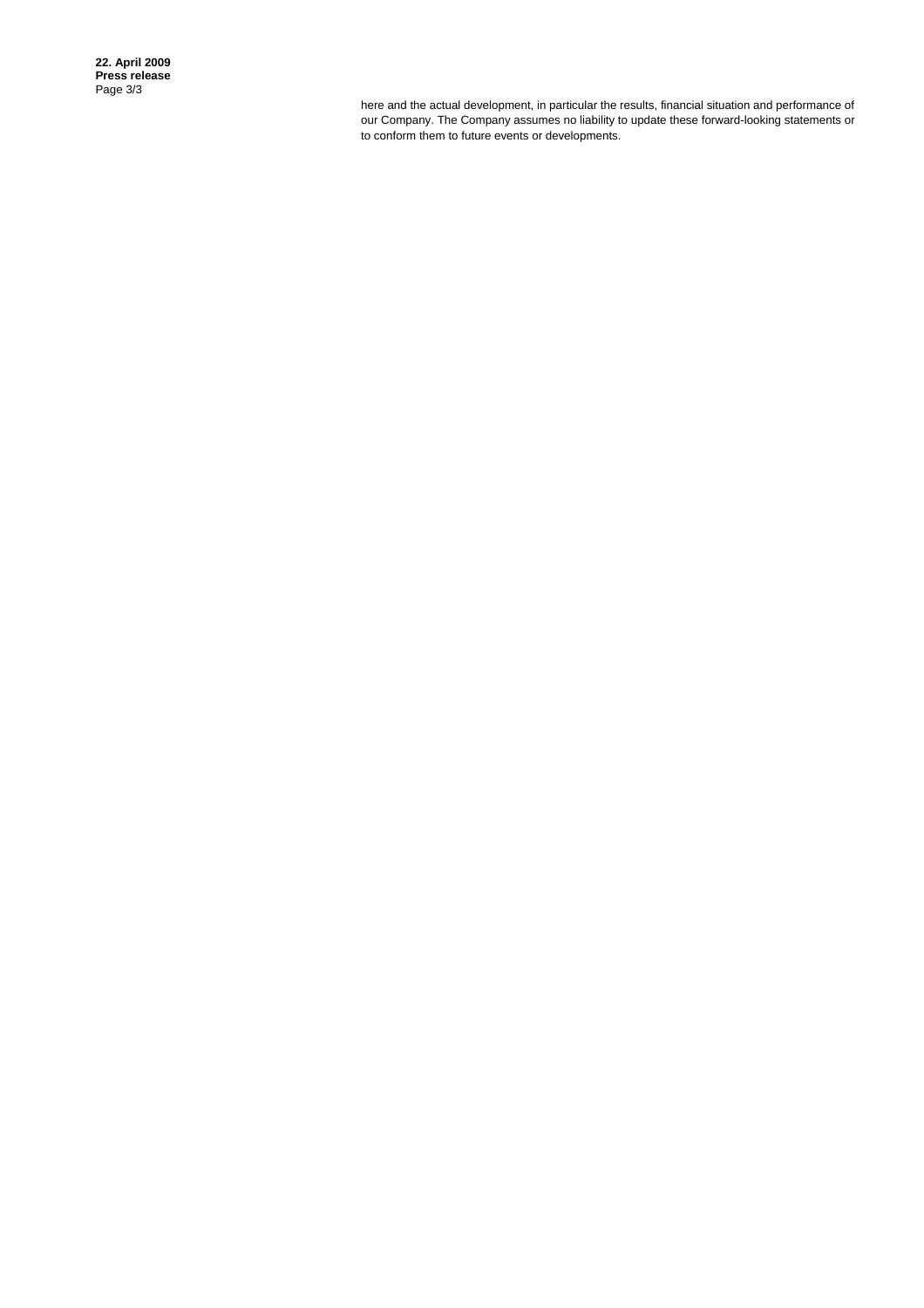here and the actual development, in particular the results, financial situation and performance of our Company. The Company assumes no liability to update these forward-looking statements or to conform them to future events or developments.